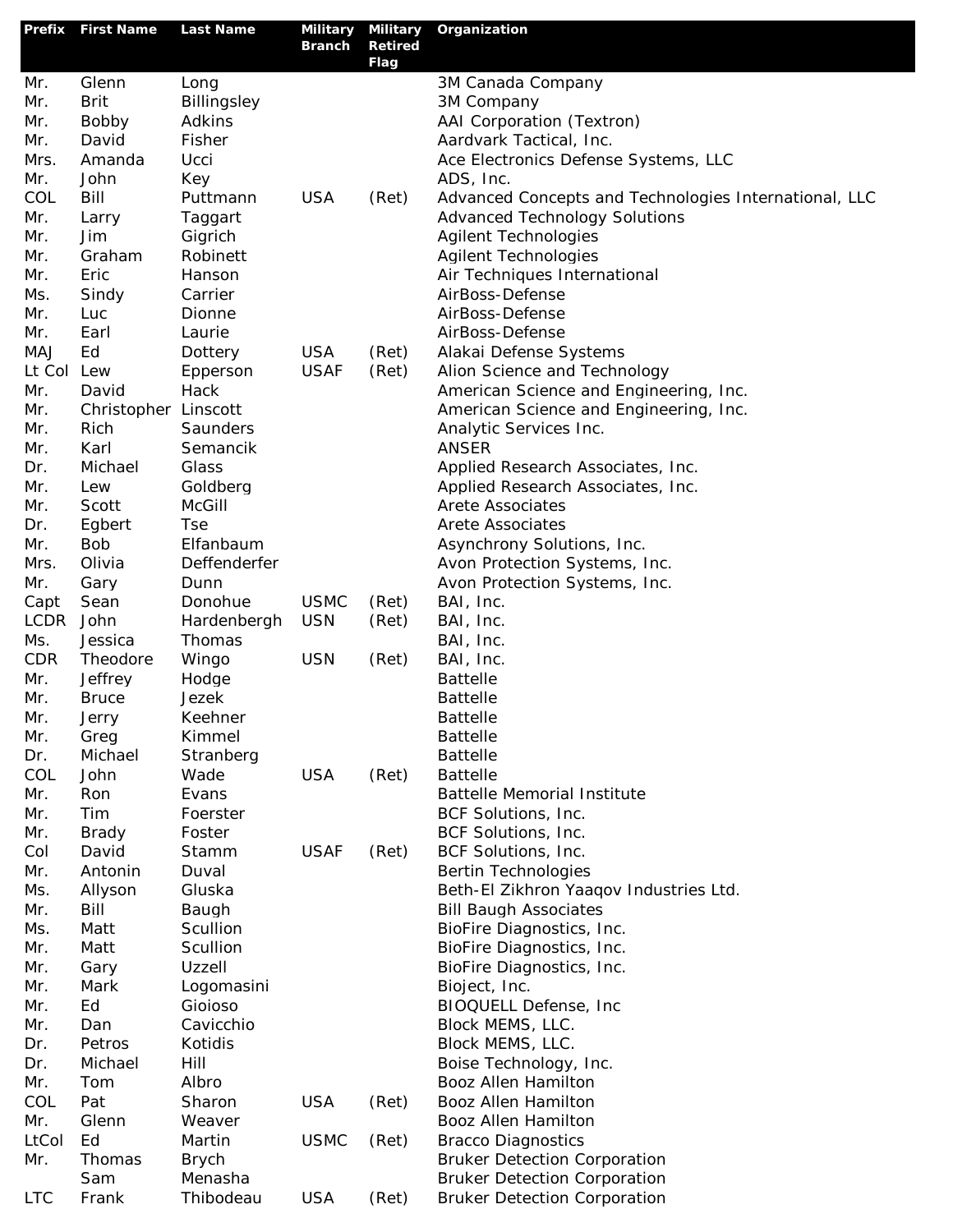| Prefix | First Name | Last Name | Military Branch | Military Retired Flag | Organization |
|---|---|---|---|---|---|
| Mr. | Glenn | Long | | | 3M Canada Company |
| Mr. | Brit | Billingsley | | | 3M Company |
| Mr. | Bobby | Adkins | | | AAI Corporation (Textron) |
| Mr. | David | Fisher | | | Aardvark Tactical, Inc. |
| Mrs. | Amanda | Ucci | | | Ace Electronics Defense Systems, LLC |
| Mr. | John | Key | | | ADS, Inc. |
| COL | Bill | Puttmann | USA | (Ret) | Advanced Concepts and Technologies International, LLC |
| Mr. | Larry | Taggart | | | Advanced Technology Solutions |
| Mr. | Jim | Gigrich | | | Agilent Technologies |
| Mr. | Graham | Robinett | | | Agilent Technologies |
| Mr. | Eric | Hanson | | | Air Techniques International |
| Ms. | Sindy | Carrier | | | AirBoss-Defense |
| Mr. | Luc | Dionne | | | AirBoss-Defense |
| Mr. | Earl | Laurie | | | AirBoss-Defense |
| MAJ | Ed | Dottery | USA | (Ret) | Alakai Defense Systems |
| Lt Col | Lew | Epperson | USAF | (Ret) | Alion Science and Technology |
| Mr. | David | Hack | | | American Science and Engineering, Inc. |
| Mr. | Christopher | Linscott | | | American Science and Engineering, Inc. |
| Mr. | Rich | Saunders | | | Analytic Services Inc. |
| Mr. | Karl | Semancik | | | ANSER |
| Dr. | Michael | Glass | | | Applied Research Associates, Inc. |
| Mr. | Lew | Goldberg | | | Applied Research Associates, Inc. |
| Mr. | Scott | McGill | | | Arete Associates |
| Dr. | Egbert | Tse | | | Arete Associates |
| Mr. | Bob | Elfanbaum | | | Asynchrony Solutions, Inc. |
| Mrs. | Olivia | Deffenderfer | | | Avon Protection Systems, Inc. |
| Mr. | Gary | Dunn | | | Avon Protection Systems, Inc. |
| Capt | Sean | Donohue | USMC | (Ret) | BAI, Inc. |
| LCDR | John | Hardenbergh | USN | (Ret) | BAI, Inc. |
| Ms. | Jessica | Thomas | | | BAI, Inc. |
| CDR | Theodore | Wingo | USN | (Ret) | BAI, Inc. |
| Mr. | Jeffrey | Hodge | | | Battelle |
| Mr. | Bruce | Jezek | | | Battelle |
| Mr. | Jerry | Keehner | | | Battelle |
| Mr. | Greg | Kimmel | | | Battelle |
| Dr. | Michael | Stranberg | | | Battelle |
| COL | John | Wade | USA | (Ret) | Battelle |
| Mr. | Ron | Evans | | | Battelle Memorial Institute |
| Mr. | Tim | Foerster | | | BCF Solutions, Inc. |
| Mr. | Brady | Foster | | | BCF Solutions, Inc. |
| Col | David | Stamm | USAF | (Ret) | BCF Solutions, Inc. |
| Mr. | Antonin | Duval | | | Bertin Technologies |
| Ms. | Allyson | Gluska | | | Beth-El Zikhron Yaaqov Industries Ltd. |
| Mr. | Bill | Baugh | | | Bill Baugh Associates |
| Ms. | Matt | Scullion | | | BioFire Diagnostics, Inc. |
| Mr. | Matt | Scullion | | | BioFire Diagnostics, Inc. |
| Mr. | Gary | Uzzell | | | BioFire Diagnostics, Inc. |
| Mr. | Mark | Logomasini | | | Bioject, Inc. |
| Mr. | Ed | Gioioso | | | BIOQUELL Defense, Inc |
| Mr. | Dan | Cavicchio | | | Block MEMS, LLC. |
| Dr. | Petros | Kotidis | | | Block MEMS, LLC. |
| Dr. | Michael | Hill | | | Boise Technology, Inc. |
| Mr. | Tom | Albro | | | Booz Allen Hamilton |
| COL | Pat | Sharon | USA | (Ret) | Booz Allen Hamilton |
| Mr. | Glenn | Weaver | | | Booz Allen Hamilton |
| LtCol | Ed | Martin | USMC | (Ret) | Bracco Diagnostics |
| Mr. | Thomas | Brych | | | Bruker Detection Corporation |
| | Sam | Menasha | | | Bruker Detection Corporation |
| LTC | Frank | Thibodeau | USA | (Ret) | Bruker Detection Corporation |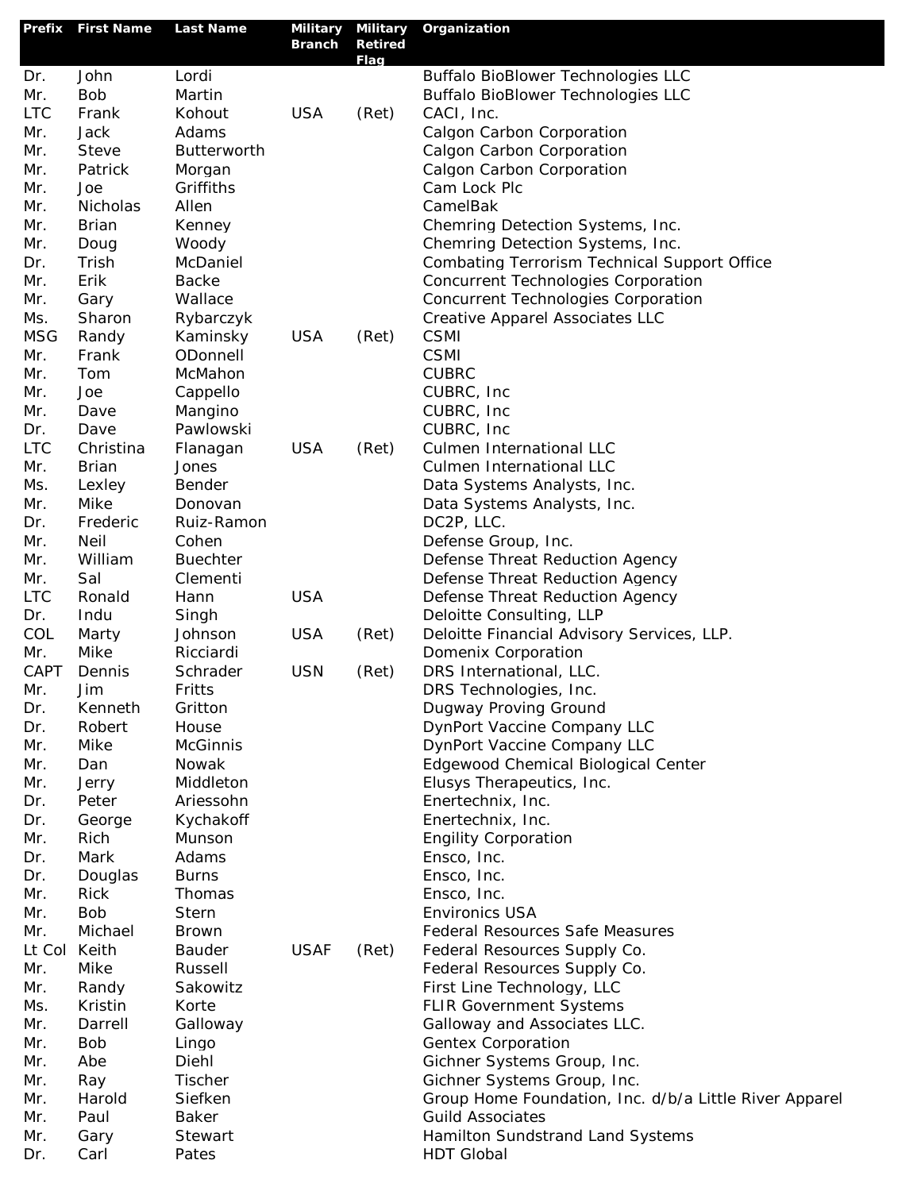| Prefix | First Name | Last Name | Military Branch | Military Retired Flag | Organization |
|---|---|---|---|---|---|
| Dr. | John | Lordi | | | Buffalo BioBlower Technologies LLC |
| Mr. | Bob | Martin | | | Buffalo BioBlower Technologies LLC |
| LTC | Frank | Kohout | USA | (Ret) | CACI, Inc. |
| Mr. | Jack | Adams | | | Calgon Carbon Corporation |
| Mr. | Steve | Butterworth | | | Calgon Carbon Corporation |
| Mr. | Patrick | Morgan | | | Calgon Carbon Corporation |
| Mr. | Joe | Griffiths | | | Cam Lock Plc |
| Mr. | Nicholas | Allen | | | CamelBak |
| Mr. | Brian | Kenney | | | Chemring Detection Systems, Inc. |
| Mr. | Doug | Woody | | | Chemring Detection Systems, Inc. |
| Dr. | Trish | McDaniel | | | Combating Terrorism Technical Support Office |
| Mr. | Erik | Backe | | | Concurrent Technologies Corporation |
| Mr. | Gary | Wallace | | | Concurrent Technologies Corporation |
| Ms. | Sharon | Rybarczyk | | | Creative Apparel Associates LLC |
| MSG | Randy | Kaminsky | USA | (Ret) | CSMI |
| Mr. | Frank | ODonnell | | | CSMI |
| Mr. | Tom | McMahon | | | CUBRC |
| Mr. | Joe | Cappello | | | CUBRC, Inc |
| Mr. | Dave | Mangino | | | CUBRC, Inc |
| Dr. | Dave | Pawlowski | | | CUBRC, Inc |
| LTC | Christina | Flanagan | USA | (Ret) | Culmen International LLC |
| Mr. | Brian | Jones | | | Culmen International LLC |
| Ms. | Lexley | Bender | | | Data Systems Analysts, Inc. |
| Mr. | Mike | Donovan | | | Data Systems Analysts, Inc. |
| Dr. | Frederic | Ruiz-Ramon | | | DC2P, LLC. |
| Mr. | Neil | Cohen | | | Defense Group, Inc. |
| Mr. | William | Buechter | | | Defense Threat Reduction Agency |
| Mr. | Sal | Clementi | | | Defense Threat Reduction Agency |
| LTC | Ronald | Hann | USA | | Defense Threat Reduction Agency |
| Dr. | Indu | Singh | | | Deloitte Consulting, LLP |
| COL | Marty | Johnson | USA | (Ret) | Deloitte Financial Advisory Services, LLP. |
| Mr. | Mike | Ricciardi | | | Domenix Corporation |
| CAPT | Dennis | Schrader | USN | (Ret) | DRS International, LLC. |
| Mr. | Jim | Fritts | | | DRS Technologies, Inc. |
| Dr. | Kenneth | Gritton | | | Dugway Proving Ground |
| Dr. | Robert | House | | | DynPort Vaccine Company LLC |
| Mr. | Mike | McGinnis | | | DynPort Vaccine Company LLC |
| Mr. | Dan | Nowak | | | Edgewood Chemical Biological Center |
| Mr. | Jerry | Middleton | | | Elusys Therapeutics, Inc. |
| Dr. | Peter | Ariessohn | | | Enertechnix, Inc. |
| Dr. | George | Kychakoff | | | Enertechnix, Inc. |
| Mr. | Rich | Munson | | | Engility Corporation |
| Dr. | Mark | Adams | | | Ensco, Inc. |
| Dr. | Douglas | Burns | | | Ensco, Inc. |
| Mr. | Rick | Thomas | | | Ensco, Inc. |
| Mr. | Bob | Stern | | | Environics USA |
| Mr. | Michael | Brown | | | Federal Resources Safe Measures |
| Lt Col | Keith | Bauder | USAF | (Ret) | Federal Resources Supply Co. |
| Mr. | Mike | Russell | | | Federal Resources Supply Co. |
| Mr. | Randy | Sakowitz | | | First Line Technology, LLC |
| Ms. | Kristin | Korte | | | FLIR Government Systems |
| Mr. | Darrell | Galloway | | | Galloway and Associates LLC. |
| Mr. | Bob | Lingo | | | Gentex Corporation |
| Mr. | Abe | Diehl | | | Gichner Systems Group, Inc. |
| Mr. | Ray | Tischer | | | Gichner Systems Group, Inc. |
| Mr. | Harold | Siefken | | | Group Home Foundation, Inc. d/b/a Little River Apparel |
| Mr. | Paul | Baker | | | Guild Associates |
| Mr. | Gary | Stewart | | | Hamilton Sundstrand Land Systems |
| Dr. | Carl | Pates | | | HDT Global |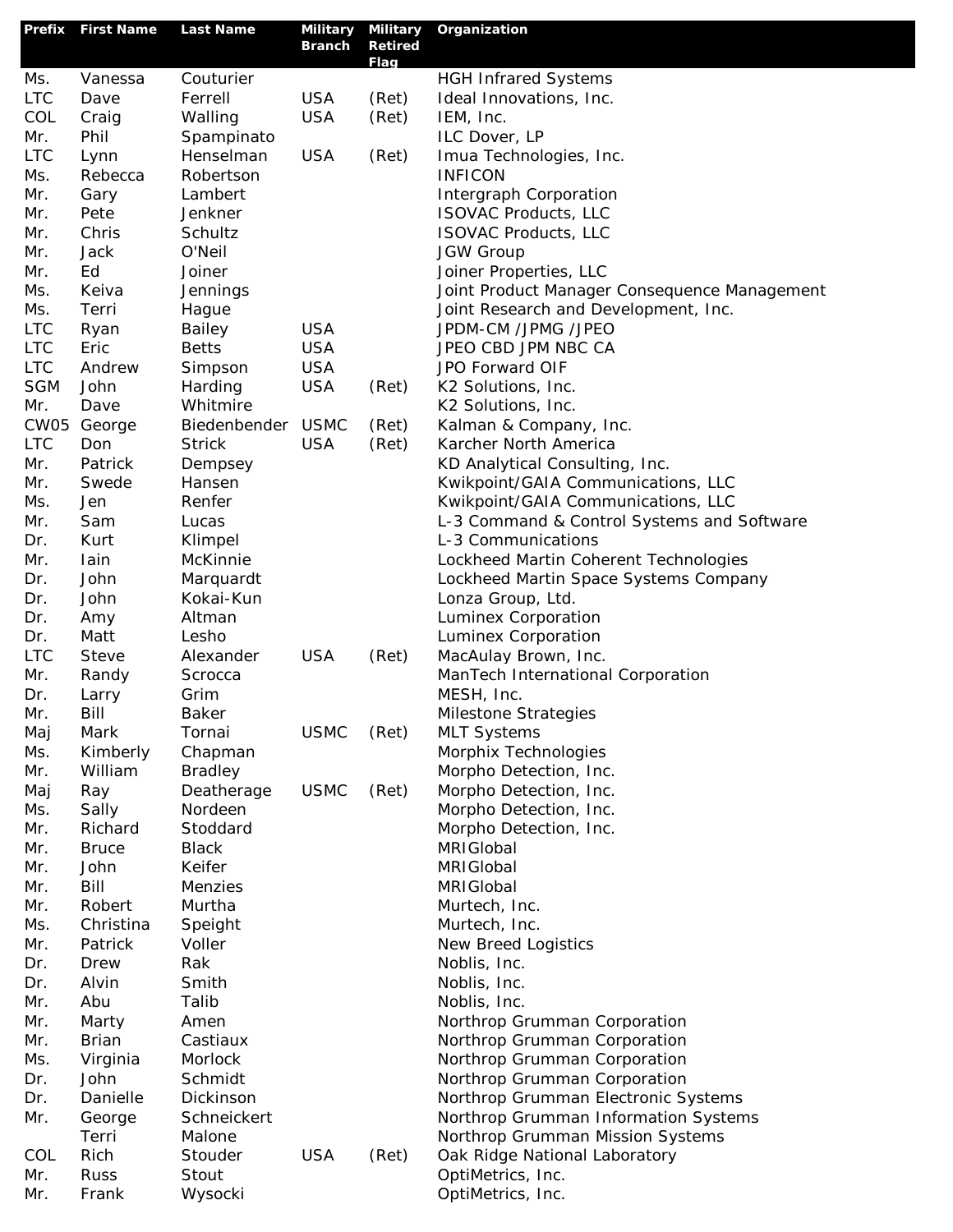| Prefix | First Name | Last Name | Military Branch | Military Retired Flag | Organization |
|---|---|---|---|---|---|
| Ms. | Vanessa | Couturier | | | HGH Infrared Systems |
| LTC | Dave | Ferrell | USA | (Ret) | Ideal Innovations, Inc. |
| COL | Craig | Walling | USA | (Ret) | IEM, Inc. |
| Mr. | Phil | Spampinato | | | ILC Dover, LP |
| LTC | Lynn | Henselman | USA | (Ret) | Imua Technologies, Inc. |
| Ms. | Rebecca | Robertson | | | INFICON |
| Mr. | Gary | Lambert | | | Intergraph Corporation |
| Mr. | Pete | Jenkner | | | ISOVAC Products, LLC |
| Mr. | Chris | Schultz | | | ISOVAC Products, LLC |
| Mr. | Jack | O'Neil | | | JGW Group |
| Mr. | Ed | Joiner | | | Joiner Properties, LLC |
| Ms. | Keiva | Jennings | | | Joint Product Manager Consequence Management |
| Ms. | Terri | Hague | | | Joint Research and Development, Inc. |
| LTC | Ryan | Bailey | USA | | JPDM-CM /JPMG /JPEO |
| LTC | Eric | Betts | USA | | JPEO CBD JPM NBC CA |
| LTC | Andrew | Simpson | USA | | JPO Forward OIF |
| SGM | John | Harding | USA | (Ret) | K2 Solutions, Inc. |
| Mr. | Dave | Whitmire | | | K2 Solutions, Inc. |
| CW05 | George | Biedenbender | USMC | (Ret) | Kalman & Company, Inc. |
| LTC | Don | Strick | USA | (Ret) | Karcher North America |
| Mr. | Patrick | Dempsey | | | KD Analytical Consulting, Inc. |
| Mr. | Swede | Hansen | | | Kwikpoint/GAIA Communications, LLC |
| Ms. | Jen | Renfer | | | Kwikpoint/GAIA Communications, LLC |
| Mr. | Sam | Lucas | | | L-3 Command & Control Systems and Software |
| Dr. | Kurt | Klimpel | | | L-3 Communications |
| Mr. | Iain | McKinnie | | | Lockheed Martin Coherent Technologies |
| Dr. | John | Marquardt | | | Lockheed Martin Space Systems Company |
| Dr. | John | Kokai-Kun | | | Lonza Group, Ltd. |
| Dr. | Amy | Altman | | | Luminex Corporation |
| Dr. | Matt | Lesho | | | Luminex Corporation |
| LTC | Steve | Alexander | USA | (Ret) | MacAulay Brown, Inc. |
| Mr. | Randy | Scrocca | | | ManTech International Corporation |
| Dr. | Larry | Grim | | | MESH, Inc. |
| Mr. | Bill | Baker | | | Milestone Strategies |
| Maj | Mark | Tornai | USMC | (Ret) | MLT Systems |
| Ms. | Kimberly | Chapman | | | Morphix Technologies |
| Mr. | William | Bradley | | | Morpho Detection, Inc. |
| Maj | Ray | Deatherage | USMC | (Ret) | Morpho Detection, Inc. |
| Ms. | Sally | Nordeen | | | Morpho Detection, Inc. |
| Mr. | Richard | Stoddard | | | Morpho Detection, Inc. |
| Mr. | Bruce | Black | | | MRIGlobal |
| Mr. | John | Keifer | | | MRIGlobal |
| Mr. | Bill | Menzies | | | MRIGlobal |
| Mr. | Robert | Murtha | | | Murtech, Inc. |
| Ms. | Christina | Speight | | | Murtech, Inc. |
| Mr. | Patrick | Voller | | | New Breed Logistics |
| Dr. | Drew | Rak | | | Noblis, Inc. |
| Dr. | Alvin | Smith | | | Noblis, Inc. |
| Mr. | Abu | Talib | | | Noblis, Inc. |
| Mr. | Marty | Amen | | | Northrop Grumman Corporation |
| Mr. | Brian | Castiaux | | | Northrop Grumman Corporation |
| Ms. | Virginia | Morlock | | | Northrop Grumman Corporation |
| Dr. | John | Schmidt | | | Northrop Grumman Corporation |
| Dr. | Danielle | Dickinson | | | Northrop Grumman Electronic Systems |
| Mr. | George | Schneickert | | | Northrop Grumman Information Systems |
| | Terri | Malone | | | Northrop Grumman Mission Systems |
| COL | Rich | Stouder | USA | (Ret) | Oak Ridge National Laboratory |
| Mr. | Russ | Stout | | | OptiMetrics, Inc. |
| Mr. | Frank | Wysocki | | | OptiMetrics, Inc. |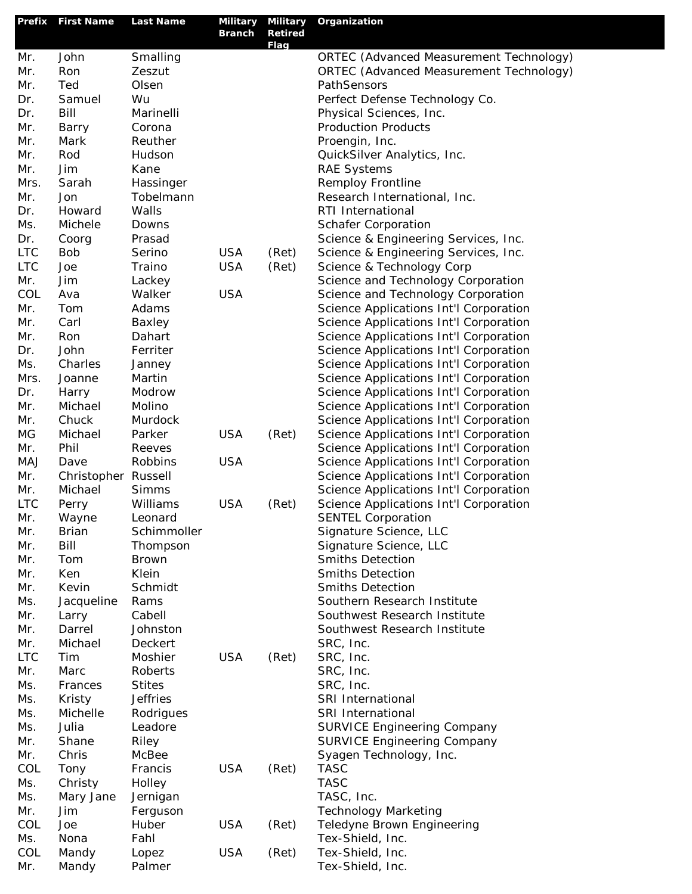| Prefix | First Name | Last Name | Military Branch | Military Retired Flag | Organization |
|---|---|---|---|---|---|
| Mr. | John | Smalling | | | ORTEC (Advanced Measurement Technology) |
| Mr. | Ron | Zeszut | | | ORTEC (Advanced Measurement Technology) |
| Mr. | Ted | Olsen | | | PathSensors |
| Dr. | Samuel | Wu | | | Perfect Defense Technology Co. |
| Dr. | Bill | Marinelli | | | Physical Sciences, Inc. |
| Mr. | Barry | Corona | | | Production Products |
| Mr. | Mark | Reuther | | | Proengin, Inc. |
| Mr. | Rod | Hudson | | | QuickSilver Analytics, Inc. |
| Mr. | Jim | Kane | | | RAE Systems |
| Mrs. | Sarah | Hassinger | | | Remploy Frontline |
| Mr. | Jon | Tobelmann | | | Research International, Inc. |
| Dr. | Howard | Walls | | | RTI International |
| Ms. | Michele | Downs | | | Schafer Corporation |
| Dr. | Coorg | Prasad | | | Science & Engineering Services, Inc. |
| LTC | Bob | Serino | USA | (Ret) | Science & Engineering Services, Inc. |
| LTC | Joe | Traino | USA | (Ret) | Science & Technology Corp |
| Mr. | Jim | Lackey | | | Science and Technology Corporation |
| COL | Ava | Walker | USA | | Science and Technology Corporation |
| Mr. | Tom | Adams | | | Science Applications Int'l Corporation |
| Mr. | Carl | Baxley | | | Science Applications Int'l Corporation |
| Mr. | Ron | Dahart | | | Science Applications Int'l Corporation |
| Dr. | John | Ferriter | | | Science Applications Int'l Corporation |
| Ms. | Charles | Janney | | | Science Applications Int'l Corporation |
| Mrs. | Joanne | Martin | | | Science Applications Int'l Corporation |
| Dr. | Harry | Modrow | | | Science Applications Int'l Corporation |
| Mr. | Michael | Molino | | | Science Applications Int'l Corporation |
| Mr. | Chuck | Murdock | | | Science Applications Int'l Corporation |
| MG | Michael | Parker | USA | (Ret) | Science Applications Int'l Corporation |
| Mr. | Phil | Reeves | | | Science Applications Int'l Corporation |
| MAJ | Dave | Robbins | USA | | Science Applications Int'l Corporation |
| Mr. | Christopher | Russell | | | Science Applications Int'l Corporation |
| Mr. | Michael | Simms | | | Science Applications Int'l Corporation |
| LTC | Perry | Williams | USA | (Ret) | Science Applications Int'l Corporation |
| Mr. | Wayne | Leonard | | | SENTEL Corporation |
| Mr. | Brian | Schimmoller | | | Signature Science, LLC |
| Mr. | Bill | Thompson | | | Signature Science, LLC |
| Mr. | Tom | Brown | | | Smiths Detection |
| Mr. | Ken | Klein | | | Smiths Detection |
| Mr. | Kevin | Schmidt | | | Smiths Detection |
| Ms. | Jacqueline | Rams | | | Southern Research Institute |
| Mr. | Larry | Cabell | | | Southwest Research Institute |
| Mr. | Darrel | Johnston | | | Southwest Research Institute |
| Mr. | Michael | Deckert | | | SRC, Inc. |
| LTC | Tim | Moshier | USA | (Ret) | SRC, Inc. |
| Mr. | Marc | Roberts | | | SRC, Inc. |
| Ms. | Frances | Stites | | | SRC, Inc. |
| Ms. | Kristy | Jeffries | | | SRI International |
| Ms. | Michelle | Rodrigues | | | SRI International |
| Ms. | Julia | Leadore | | | SURVICE Engineering Company |
| Mr. | Shane | Riley | | | SURVICE Engineering Company |
| Mr. | Chris | McBee | | | Syagen Technology, Inc. |
| COL | Tony | Francis | USA | (Ret) | TASC |
| Ms. | Christy | Holley | | | TASC |
| Ms. | Mary Jane | Jernigan | | | TASC, Inc. |
| Mr. | Jim | Ferguson | | | Technology Marketing |
| COL | Joe | Huber | USA | (Ret) | Teledyne Brown Engineering |
| Ms. | Nona | Fahl | | | Tex-Shield, Inc. |
| COL | Mandy | Lopez | USA | (Ret) | Tex-Shield, Inc. |
| Mr. | Mandy | Palmer | | | Tex-Shield, Inc. |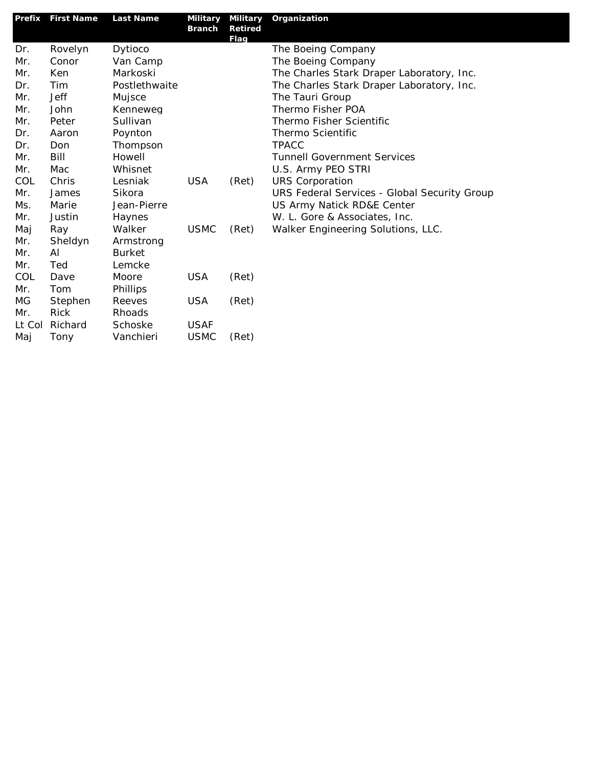| Prefix | First Name | Last Name | Military Branch | Military Retired Flag | Organization |
|---|---|---|---|---|---|
| Dr. | Rovelyn | Dytioco | | | The Boeing Company |
| Mr. | Conor | Van Camp | | | The Boeing Company |
| Mr. | Ken | Markoski | | | The Charles Stark Draper Laboratory, Inc. |
| Dr. | Tim | Postlethwaite | | | The Charles Stark Draper Laboratory, Inc. |
| Mr. | Jeff | Mujsce | | | The Tauri Group |
| Mr. | John | Kenneweg | | | Thermo Fisher POA |
| Mr. | Peter | Sullivan | | | Thermo Fisher Scientific |
| Dr. | Aaron | Poynton | | | Thermo Scientific |
| Dr. | Don | Thompson | | | TPACC |
| Mr. | Bill | Howell | | | Tunnell Government Services |
| Mr. | Mac | Whisnet | | | U.S. Army PEO STRI |
| COL | Chris | Lesniak | USA | (Ret) | URS Corporation |
| Mr. | James | Sikora | | | URS Federal Services - Global Security Group |
| Ms. | Marie | Jean-Pierre | | | US Army Natick RD&E Center |
| Mr. | Justin | Haynes | | | W. L. Gore & Associates, Inc. |
| Maj | Ray | Walker | USMC | (Ret) | Walker Engineering Solutions, LLC. |
| Mr. | Sheldyn | Armstrong | | | |
| Mr. | Al | Burket | | | |
| Mr. | Ted | Lemcke | | | |
| COL | Dave | Moore | USA | (Ret) | |
| Mr. | Tom | Phillips | | | |
| MG | Stephen | Reeves | USA | (Ret) | |
| Mr. | Rick | Rhoads | | | |
| Lt Col | Richard | Schoske | USAF | | |
| Maj | Tony | Vanchieri | USMC | (Ret) | |